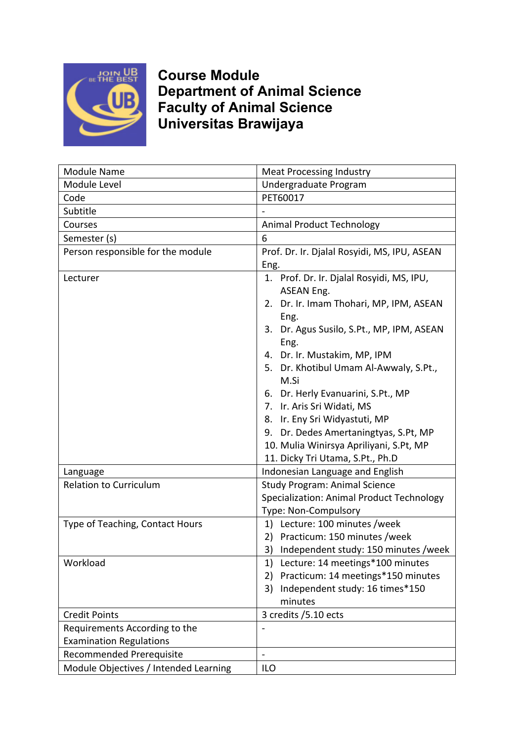# Course Module
# Department of Animal Science
# Faculty of Animal Science
# Universitas Brawijaya

| Module Name | Meat Processing Industry |
|---|---|
| Module Level | Undergraduate Program |
| Code | PET60017 |
| Subtitle | - |
| Courses | Animal Product Technology |
| Semester (s) | 6 |
| Person responsible for the module | Prof. Dr. Ir. Djalal Rosyidi, MS, IPU, ASEAN Eng. |
| Lecturer | 1. Prof. Dr. Ir. Djalal Rosyidi, MS, IPU, ASEAN Eng.<br>2. Dr. Ir. Imam Thohari, MP, IPM, ASEAN Eng.<br>3. Dr. Agus Susilo, S.Pt., MP, IPM, ASEAN Eng.<br>4. Dr. Ir. Mustakim, MP, IPM<br>5. Dr. Khotibul Umam Al-Awwaly, S.Pt., M.Si<br>6. Dr. Herly Evanuarini, S.Pt., MP<br>7. Ir. Aris Sri Widati, MS<br>8. Ir. Eny Sri Widyastuti, MP<br>9. Dr. Dedes Amertaningtyas, S.Pt, MP<br>10. Mulia Winirsya Apriliyani, S.Pt, MP<br>11. Dicky Tri Utama, S.Pt., Ph.D |
| Language | Indonesian Language and English |
| Relation to Curriculum | Study Program: Animal Science<br>Specialization: Animal Product Technology<br>Type: Non-Compulsory |
| Type of Teaching, Contact Hours | 1) Lecture: 100 minutes /week<br>2) Practicum: 150 minutes /week<br>3) Independent study: 150 minutes /week |
| Workload | 1) Lecture: 14 meetings*100 minutes<br>2) Practicum: 14 meetings*150 minutes<br>3) Independent study: 16 times*150 minutes |
| Credit Points | 3 credits /5.10 ects |
| Requirements According to the Examination Regulations | - |
| Recommended Prerequisite | - |
| Module Objectives / Intended Learning | ILO |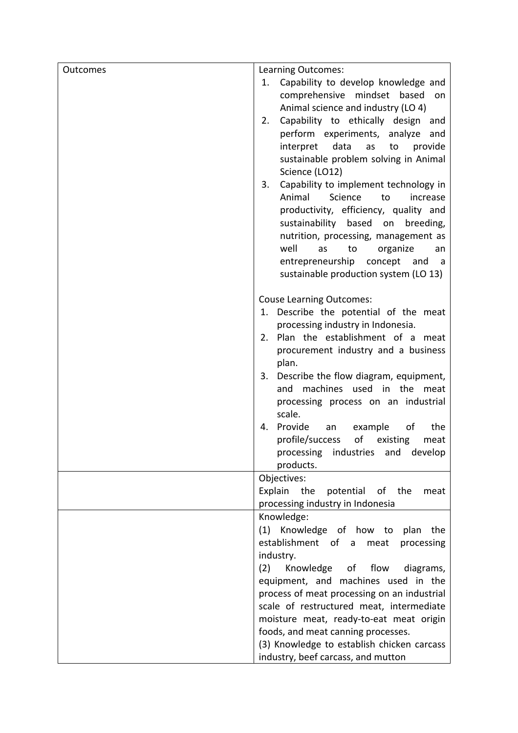| | |
|---|---|
| Outcomes | Learning Outcomes:<br>1. Capability to develop knowledge and comprehensive mindset based on Animal science and industry (LO 4)<br>2. Capability to ethically design and perform experiments, analyze and interpret data as to provide sustainable problem solving in Animal Science (LO12)<br>3. Capability to implement technology in Animal Science to increase productivity, efficiency, quality and sustainability based on breeding, nutrition, processing, management as well as to organize an entrepreneurship concept and a sustainable production system (LO 13)<br><br>Couse Learning Outcomes:<br>1. Describe the potential of the meat processing industry in Indonesia.<br>2. Plan the establishment of a meat procurement industry and a business plan.<br>3. Describe the flow diagram, equipment, and machines used in the meat processing process on an industrial scale.<br>4. Provide an example of the profile/success of existing meat processing industries and develop products. |
| | Objectives:<br>Explain the potential of the meat processing industry in Indonesia |
| | Knowledge:<br>(1) Knowledge of how to plan the establishment of a meat processing industry.<br>(2) Knowledge of flow diagrams, equipment, and machines used in the process of meat processing on an industrial scale of restructured meat, intermediate moisture meat, ready-to-eat meat origin foods, and meat canning processes.<br>(3) Knowledge to establish chicken carcass industry, beef carcass, and mutton |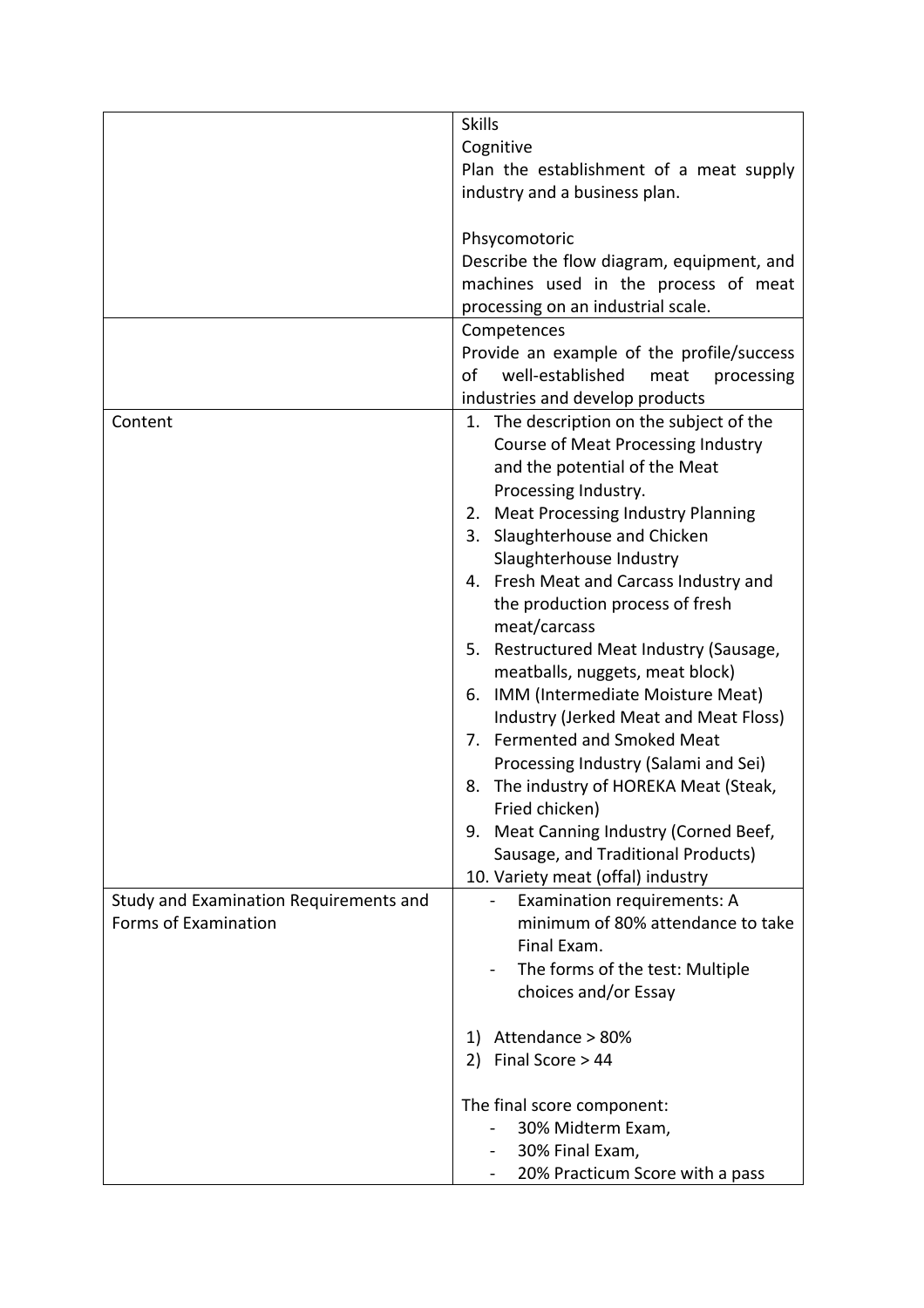| | |
|---|---|
| | Skills<br>Cognitive<br>Plan the establishment of a meat supply industry and a business plan.<br><br>Phsycomotoric<br>Describe the flow diagram, equipment, and machines used in the process of meat processing on an industrial scale. |
| | Competences<br>Provide an example of the profile/success of well-established meat processing industries and develop products |
| Content | 1. The description on the subject of the Course of Meat Processing Industry and the potential of the Meat Processing Industry.<br>2. Meat Processing Industry Planning<br>3. Slaughterhouse and Chicken Slaughterhouse Industry<br>4. Fresh Meat and Carcass Industry and the production process of fresh meat/carcass<br>5. Restructured Meat Industry (Sausage, meatballs, nuggets, meat block)<br>6. IMM (Intermediate Moisture Meat) Industry (Jerked Meat and Meat Floss)<br>7. Fermented and Smoked Meat Processing Industry (Salami and Sei)<br>8. The industry of HOREKA Meat (Steak, Fried chicken)<br>9. Meat Canning Industry (Corned Beef, Sausage, and Traditional Products)<br>10. Variety meat (offal) industry |
| Study and Examination Requirements and Forms of Examination | - Examination requirements: A minimum of 80% attendance to take Final Exam.<br>- The forms of the test: Multiple choices and/or Essay<br><br>1) Attendance > 80%<br>2) Final Score > 44<br><br>The final score component:<br>- 30% Midterm Exam,<br>- 30% Final Exam,<br>- 20% Practicum Score with a pass |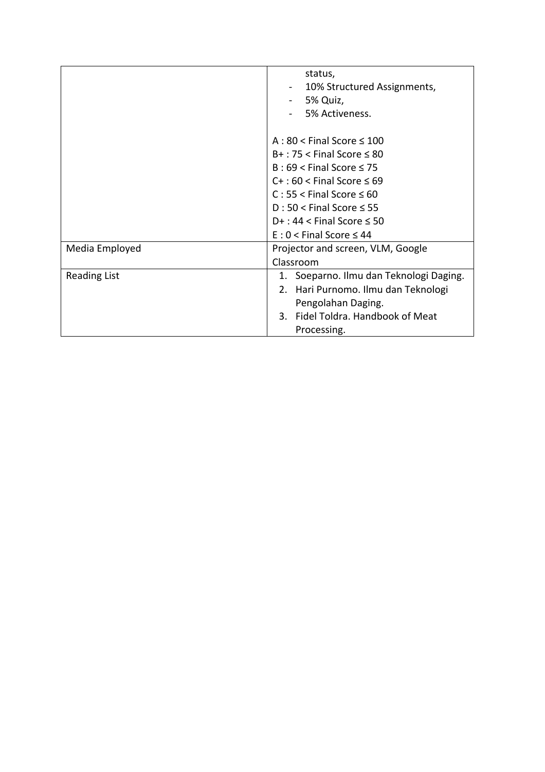| | |
|---|---|
| | status,<br>- 10% Structured Assignments,<br>- 5% Quiz,<br>- 5% Activeness.<br><br>A : 80 < Final Score ≤ 100<br>B+ : 75 < Final Score ≤ 80<br>B : 69 < Final Score ≤ 75<br>C+ : 60 < Final Score ≤ 69<br>C : 55 < Final Score ≤ 60<br>D : 50 < Final Score ≤ 55<br>D+ : 44 < Final Score ≤ 50<br>E : 0 < Final Score ≤ 44 |
| Media Employed | Projector and screen, VLM, Google Classroom |
| Reading List | 1. Soeparno. Ilmu dan Teknologi Daging.<br>2. Hari Purnomo. Ilmu dan Teknologi Pengolahan Daging.<br>3. Fidel Toldra. Handbook of Meat Processing. |